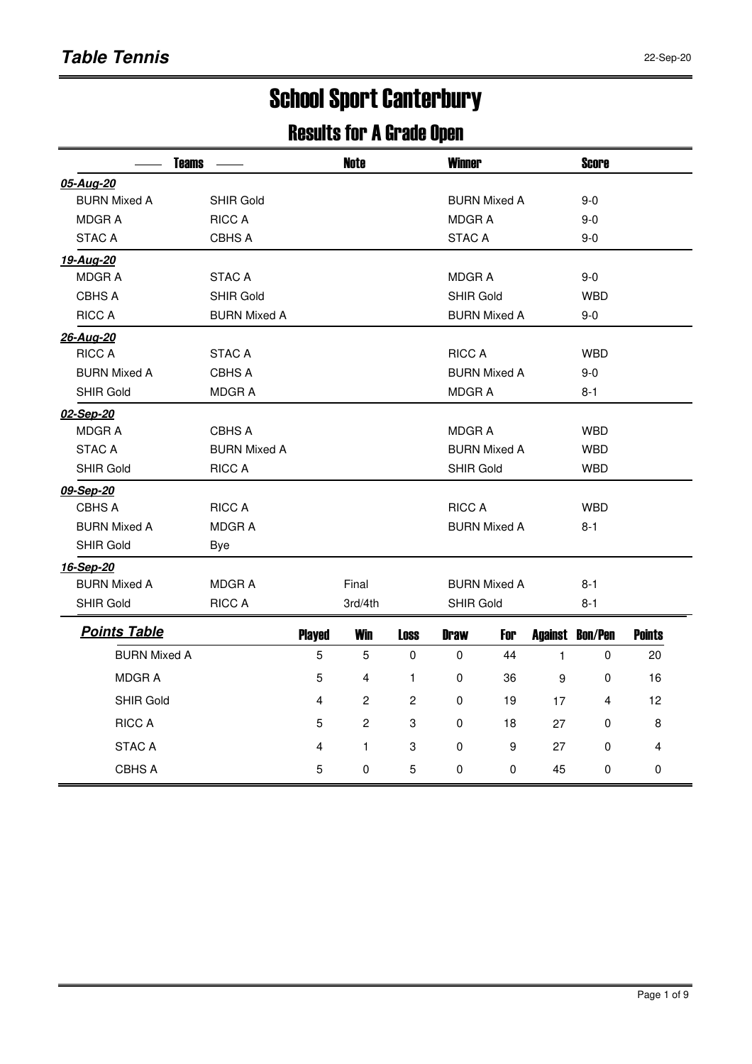## Table Tennis

22-Sep-20

# School Sport Canterbury

## Results for A Grade Open

| Teams | | Note | Winner | Score |
|---|---|---|---|---|
| ***05-Aug-20*** | | | | |
| BURN Mixed A | SHIR Gold | | BURN Mixed A | 9-0 |
| MDGR A | RICC A | | MDGR A | 9-0 |
| STAC A | CBHS A | | STAC A | 9-0 |
| ***19-Aug-20*** | | | | |
| MDGR A | STAC A | | MDGR A | 9-0 |
| CBHS A | SHIR Gold | | SHIR Gold | WBD |
| RICC A | BURN Mixed A | | BURN Mixed A | 9-0 |
| ***26-Aug-20*** | | | | |
| RICC A | STAC A | | RICC A | WBD |
| BURN Mixed A | CBHS A | | BURN Mixed A | 9-0 |
| SHIR Gold | MDGR A | | MDGR A | 8-1 |
| ***02-Sep-20*** | | | | |
| MDGR A | CBHS A | | MDGR A | WBD |
| STAC A | BURN Mixed A | | BURN Mixed A | WBD |
| SHIR Gold | RICC A | | SHIR Gold | WBD |
| ***09-Sep-20*** | | | | |
| CBHS A | RICC A | | RICC A | WBD |
| BURN Mixed A | MDGR A | | BURN Mixed A | 8-1 |
| SHIR Gold | Bye | | | |
| ***16-Sep-20*** | | | | |
| BURN Mixed A | MDGR A | Final | BURN Mixed A | 8-1 |
| SHIR Gold | RICC A | 3rd/4th | SHIR Gold | 8-1 |

### *Points Table*

| | Played | Win | Loss | Draw | For | Against | Bon/Pen | Points |
|---|---|---|---|---|---|---|---|---|
| BURN Mixed A | 5 | 5 | 0 | 0 | 44 | 1 | 0 | 20 |
| MDGR A | 5 | 4 | 1 | 0 | 36 | 9 | 0 | 16 |
| SHIR Gold | 4 | 2 | 2 | 0 | 19 | 17 | 4 | 12 |
| RICC A | 5 | 2 | 3 | 0 | 18 | 27 | 0 | 8 |
| STAC A | 4 | 1 | 3 | 0 | 9 | 27 | 0 | 4 |
| CBHS A | 5 | 0 | 5 | 0 | 0 | 45 | 0 | 0 |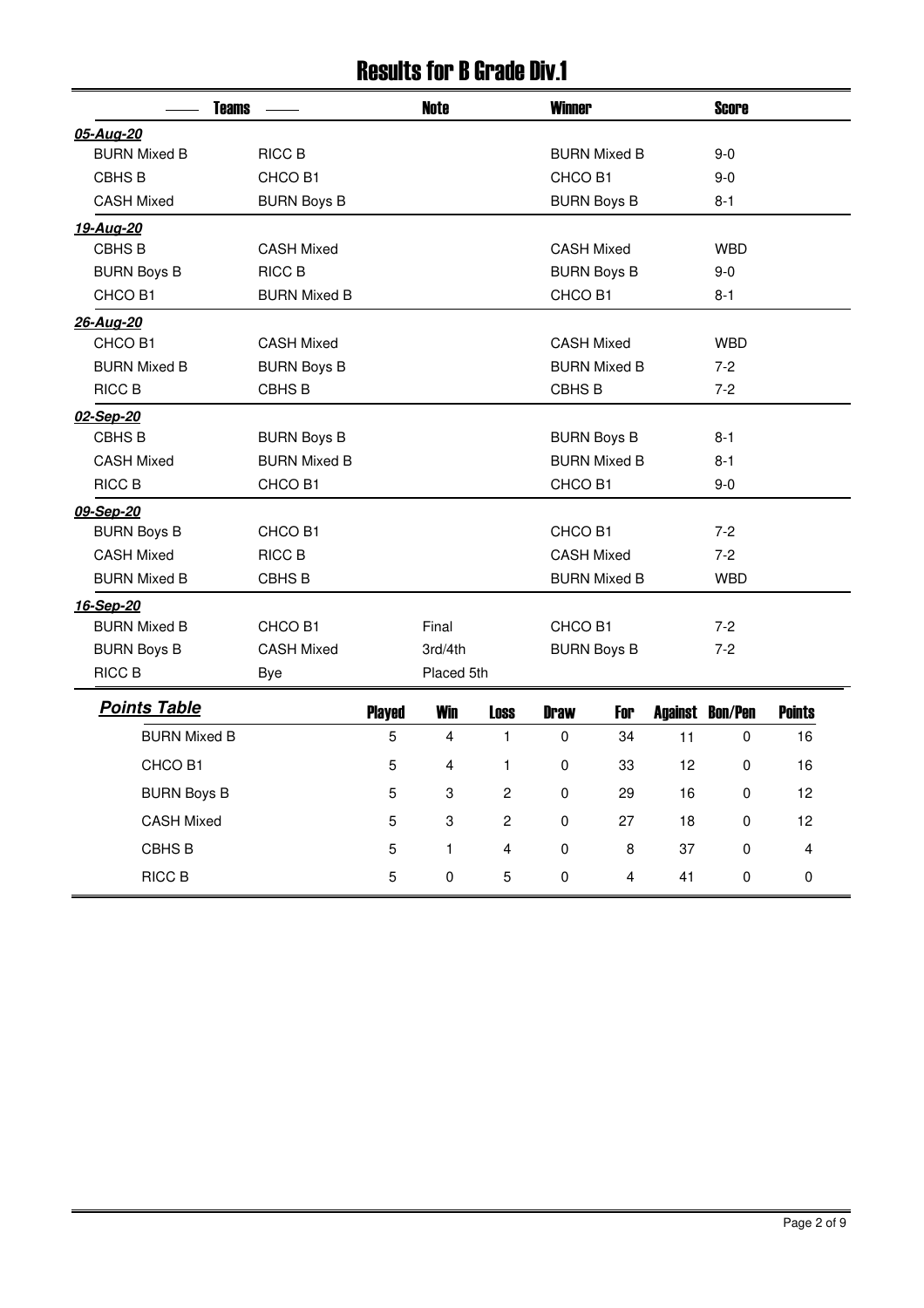# Results for B Grade Div.1

| Teams | | Note | Winner | Score |
|---|---|---|---|---|
| ***05-Aug-20*** | | | | |
| BURN Mixed B | RICC B | | BURN Mixed B | 9-0 |
| CBHS B | CHCO B1 | | CHCO B1 | 9-0 |
| CASH Mixed | BURN Boys B | | BURN Boys B | 8-1 |
| ***19-Aug-20*** | | | | |
| CBHS B | CASH Mixed | | CASH Mixed | WBD |
| BURN Boys B | RICC B | | BURN Boys B | 9-0 |
| CHCO B1 | BURN Mixed B | | CHCO B1 | 8-1 |
| ***26-Aug-20*** | | | | |
| CHCO B1 | CASH Mixed | | CASH Mixed | WBD |
| BURN Mixed B | BURN Boys B | | BURN Mixed B | 7-2 |
| RICC B | CBHS B | | CBHS B | 7-2 |
| ***02-Sep-20*** | | | | |
| CBHS B | BURN Boys B | | BURN Boys B | 8-1 |
| CASH Mixed | BURN Mixed B | | BURN Mixed B | 8-1 |
| RICC B | CHCO B1 | | CHCO B1 | 9-0 |
| ***09-Sep-20*** | | | | |
| BURN Boys B | CHCO B1 | | CHCO B1 | 7-2 |
| CASH Mixed | RICC B | | CASH Mixed | 7-2 |
| BURN Mixed B | CBHS B | | BURN Mixed B | WBD |
| ***16-Sep-20*** | | | | |
| BURN Mixed B | CHCO B1 | Final | CHCO B1 | 7-2 |
| BURN Boys B | CASH Mixed | 3rd/4th | BURN Boys B | 7-2 |
| RICC B | Bye | Placed 5th | | |

## ***Points Table***

| Team | Played | Win | Loss | Draw | For | Against | Bon/Pen | Points |
|---|---|---|---|---|---|---|---|---|
| BURN Mixed B | 5 | 4 | 1 | 0 | 34 | 11 | 0 | 16 |
| CHCO B1 | 5 | 4 | 1 | 0 | 33 | 12 | 0 | 16 |
| BURN Boys B | 5 | 3 | 2 | 0 | 29 | 16 | 0 | 12 |
| CASH Mixed | 5 | 3 | 2 | 0 | 27 | 18 | 0 | 12 |
| CBHS B | 5 | 1 | 4 | 0 | 8 | 37 | 0 | 4 |
| RICC B | 5 | 0 | 5 | 0 | 4 | 41 | 0 | 0 |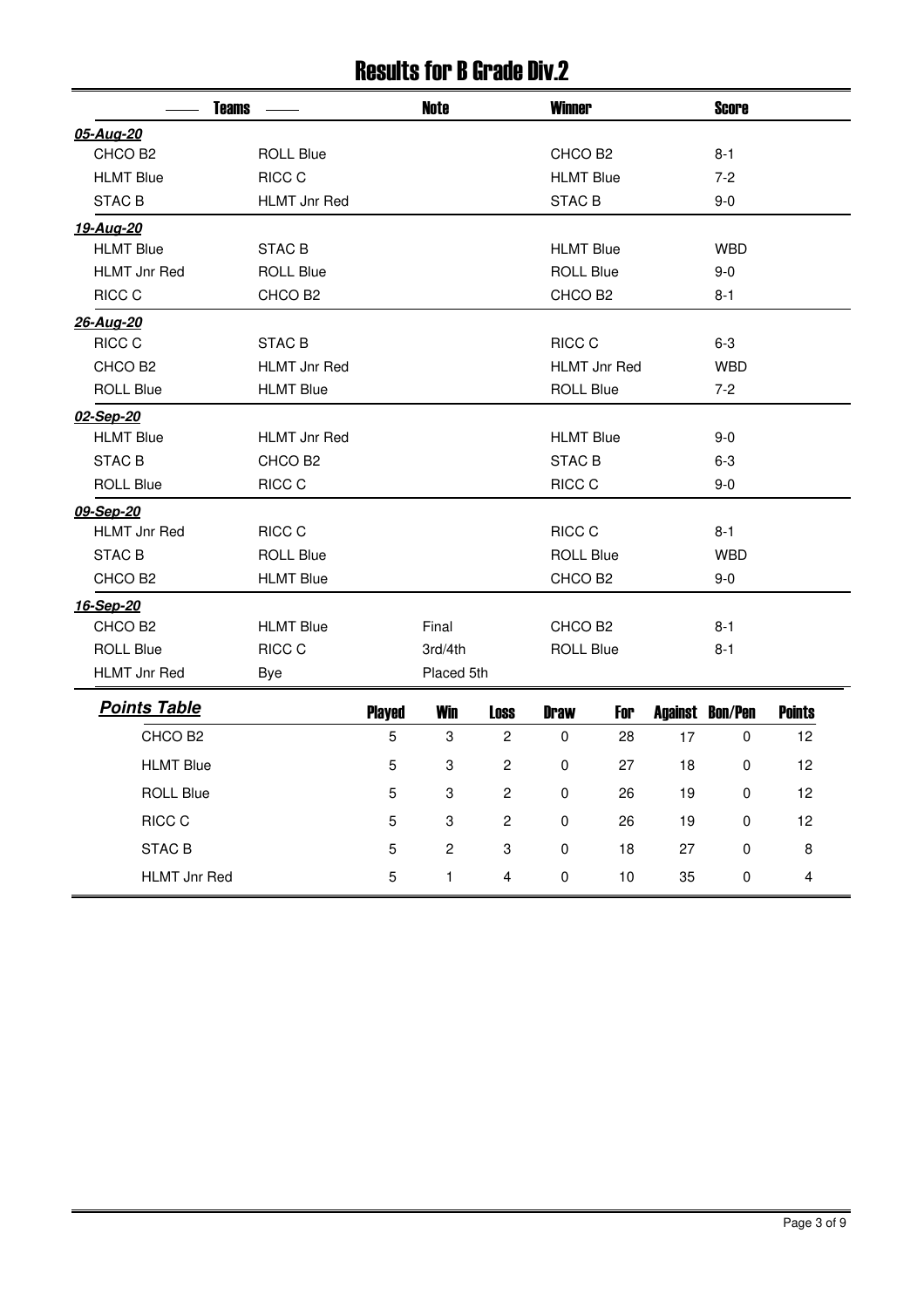# Results for B Grade Div.2

| Teams | | Note | Winner | Score |
|---|---|---|---|---|
| ***05-Aug-20*** | | | | |
| CHCO B2 | ROLL Blue | | CHCO B2 | 8-1 |
| HLMT Blue | RICC C | | HLMT Blue | 7-2 |
| STAC B | HLMT Jnr Red | | STAC B | 9-0 |
| ***19-Aug-20*** | | | | |
| HLMT Blue | STAC B | | HLMT Blue | WBD |
| HLMT Jnr Red | ROLL Blue | | ROLL Blue | 9-0 |
| RICC C | CHCO B2 | | CHCO B2 | 8-1 |
| ***26-Aug-20*** | | | | |
| RICC C | STAC B | | RICC C | 6-3 |
| CHCO B2 | HLMT Jnr Red | | HLMT Jnr Red | WBD |
| ROLL Blue | HLMT Blue | | ROLL Blue | 7-2 |
| ***02-Sep-20*** | | | | |
| HLMT Blue | HLMT Jnr Red | | HLMT Blue | 9-0 |
| STAC B | CHCO B2 | | STAC B | 6-3 |
| ROLL Blue | RICC C | | RICC C | 9-0 |
| ***09-Sep-20*** | | | | |
| HLMT Jnr Red | RICC C | | RICC C | 8-1 |
| STAC B | ROLL Blue | | ROLL Blue | WBD |
| CHCO B2 | HLMT Blue | | CHCO B2 | 9-0 |
| ***16-Sep-20*** | | | | |
| CHCO B2 | HLMT Blue | Final | CHCO B2 | 8-1 |
| ROLL Blue | RICC C | 3rd/4th | ROLL Blue | 8-1 |
| HLMT Jnr Red | Bye | Placed 5th | | |

## Points Table

| Team | Played | Win | Loss | Draw | For | Against | Bon/Pen | Points |
|---|---|---|---|---|---|---|---|---|
| CHCO B2 | 5 | 3 | 2 | 0 | 28 | 17 | 0 | 12 |
| HLMT Blue | 5 | 3 | 2 | 0 | 27 | 18 | 0 | 12 |
| ROLL Blue | 5 | 3 | 2 | 0 | 26 | 19 | 0 | 12 |
| RICC C | 5 | 3 | 2 | 0 | 26 | 19 | 0 | 12 |
| STAC B | 5 | 2 | 3 | 0 | 18 | 27 | 0 | 8 |
| HLMT Jnr Red | 5 | 1 | 4 | 0 | 10 | 35 | 0 | 4 |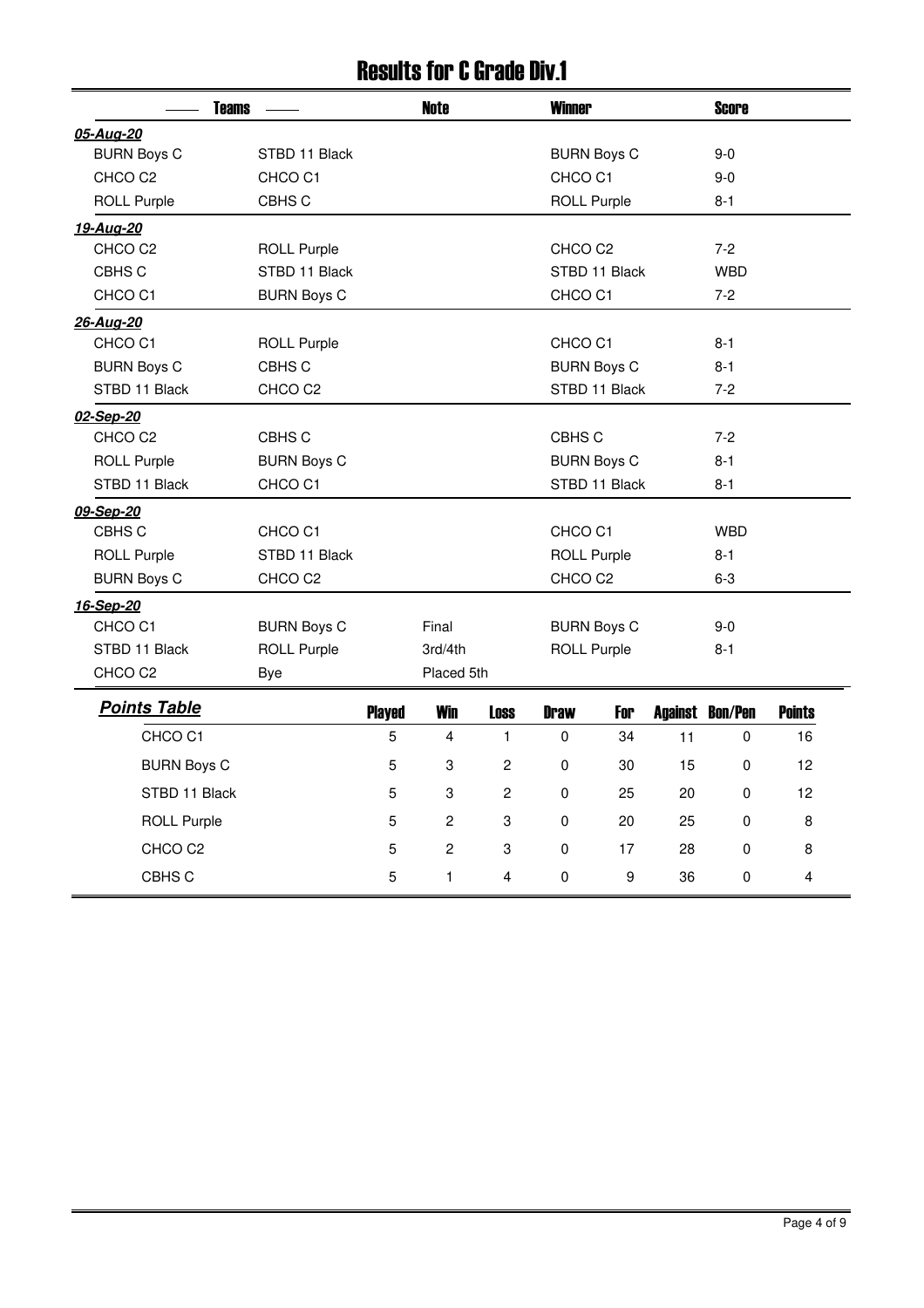# Results for C Grade Div.1

| Teams | | Note | Winner | Score |
|---|---|---|---|---|
| ***05-Aug-20*** | | | | |
| BURN Boys C | STBD 11 Black | | BURN Boys C | 9-0 |
| CHCO C2 | CHCO C1 | | CHCO C1 | 9-0 |
| ROLL Purple | CBHS C | | ROLL Purple | 8-1 |
| ***19-Aug-20*** | | | | |
| CHCO C2 | ROLL Purple | | CHCO C2 | 7-2 |
| CBHS C | STBD 11 Black | | STBD 11 Black | WBD |
| CHCO C1 | BURN Boys C | | CHCO C1 | 7-2 |
| ***26-Aug-20*** | | | | |
| CHCO C1 | ROLL Purple | | CHCO C1 | 8-1 |
| BURN Boys C | CBHS C | | BURN Boys C | 8-1 |
| STBD 11 Black | CHCO C2 | | STBD 11 Black | 7-2 |
| ***02-Sep-20*** | | | | |
| CHCO C2 | CBHS C | | CBHS C | 7-2 |
| ROLL Purple | BURN Boys C | | BURN Boys C | 8-1 |
| STBD 11 Black | CHCO C1 | | STBD 11 Black | 8-1 |
| ***09-Sep-20*** | | | | |
| CBHS C | CHCO C1 | | CHCO C1 | WBD |
| ROLL Purple | STBD 11 Black | | ROLL Purple | 8-1 |
| BURN Boys C | CHCO C2 | | CHCO C2 | 6-3 |
| ***16-Sep-20*** | | | | |
| CHCO C1 | BURN Boys C | Final | BURN Boys C | 9-0 |
| STBD 11 Black | ROLL Purple | 3rd/4th | ROLL Purple | 8-1 |
| CHCO C2 | Bye | Placed 5th | | |

## Points Table

| Team | Played | Win | Loss | Draw | For | Against | Bon/Pen | Points |
|---|---|---|---|---|---|---|---|---|
| CHCO C1 | 5 | 4 | 1 | 0 | 34 | 11 | 0 | 16 |
| BURN Boys C | 5 | 3 | 2 | 0 | 30 | 15 | 0 | 12 |
| STBD 11 Black | 5 | 3 | 2 | 0 | 25 | 20 | 0 | 12 |
| ROLL Purple | 5 | 2 | 3 | 0 | 20 | 25 | 0 | 8 |
| CHCO C2 | 5 | 2 | 3 | 0 | 17 | 28 | 0 | 8 |
| CBHS C | 5 | 1 | 4 | 0 | 9 | 36 | 0 | 4 |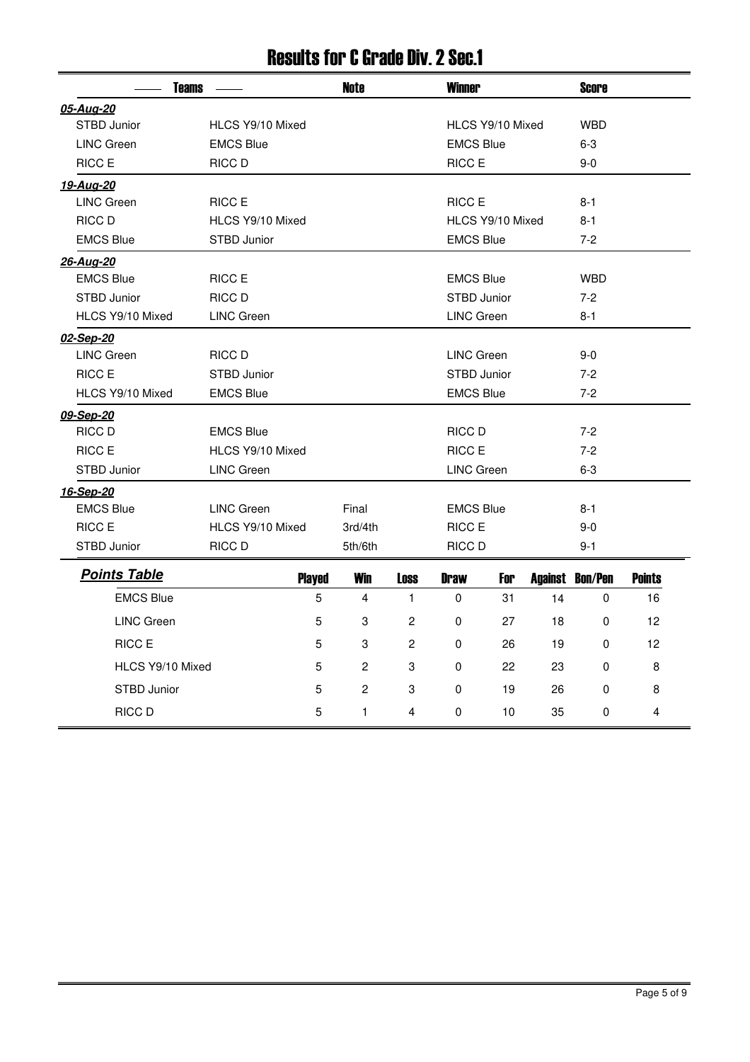# Results for C Grade Div. 2 Sec.1

| Teams | | Note | Winner | Score |
|---|---|---|---|---|
| ***05-Aug-20*** | | | | |
| STBD Junior | HLCS Y9/10 Mixed | | HLCS Y9/10 Mixed | WBD |
| LINC Green | EMCS Blue | | EMCS Blue | 6-3 |
| RICC E | RICC D | | RICC E | 9-0 |
| ***19-Aug-20*** | | | | |
| LINC Green | RICC E | | RICC E | 8-1 |
| RICC D | HLCS Y9/10 Mixed | | HLCS Y9/10 Mixed | 8-1 |
| EMCS Blue | STBD Junior | | EMCS Blue | 7-2 |
| ***26-Aug-20*** | | | | |
| EMCS Blue | RICC E | | EMCS Blue | WBD |
| STBD Junior | RICC D | | STBD Junior | 7-2 |
| HLCS Y9/10 Mixed | LINC Green | | LINC Green | 8-1 |
| ***02-Sep-20*** | | | | |
| LINC Green | RICC D | | LINC Green | 9-0 |
| RICC E | STBD Junior | | STBD Junior | 7-2 |
| HLCS Y9/10 Mixed | EMCS Blue | | EMCS Blue | 7-2 |
| ***09-Sep-20*** | | | | |
| RICC D | EMCS Blue | | RICC D | 7-2 |
| RICC E | HLCS Y9/10 Mixed | | RICC E | 7-2 |
| STBD Junior | LINC Green | | LINC Green | 6-3 |
| ***16-Sep-20*** | | | | |
| EMCS Blue | LINC Green | Final | EMCS Blue | 8-1 |
| RICC E | HLCS Y9/10 Mixed | 3rd/4th | RICC E | 9-0 |
| STBD Junior | RICC D | 5th/6th | RICC D | 9-1 |

## Points Table

| Team | Played | Win | Loss | Draw | For | Against | Bon/Pen | Points |
|---|---|---|---|---|---|---|---|---|
| EMCS Blue | 5 | 4 | 1 | 0 | 31 | 14 | 0 | 16 |
| LINC Green | 5 | 3 | 2 | 0 | 27 | 18 | 0 | 12 |
| RICC E | 5 | 3 | 2 | 0 | 26 | 19 | 0 | 12 |
| HLCS Y9/10 Mixed | 5 | 2 | 3 | 0 | 22 | 23 | 0 | 8 |
| STBD Junior | 5 | 2 | 3 | 0 | 19 | 26 | 0 | 8 |
| RICC D | 5 | 1 | 4 | 0 | 10 | 35 | 0 | 4 |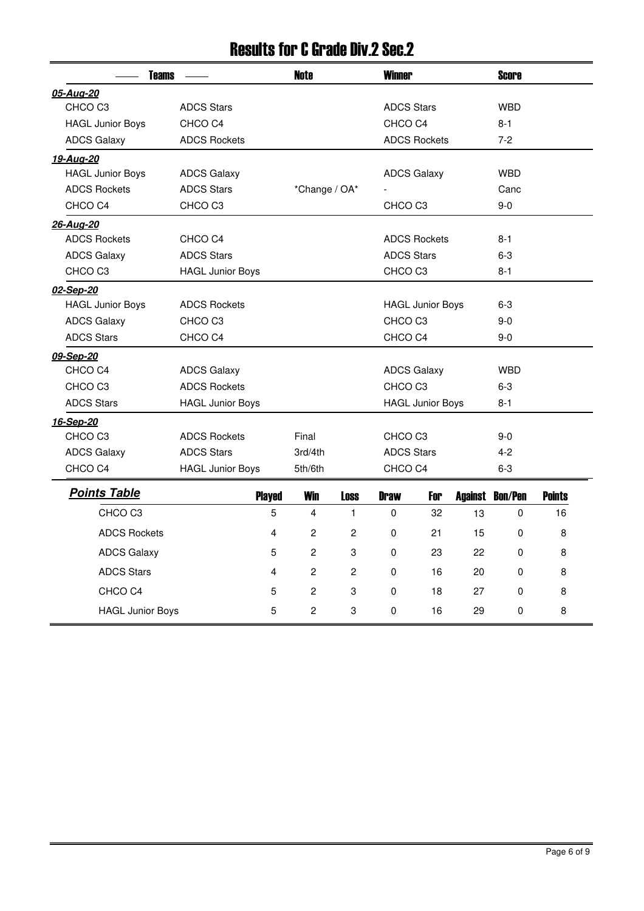# Results for C Grade Div.2 Sec.2

| Teams | | Note | Winner | Score |
|---|---|---|---|---|
| ***05-Aug-20*** | | | | |
| CHCO C3 | ADCS Stars | | ADCS Stars | WBD |
| HAGL Junior Boys | CHCO C4 | | CHCO C4 | 8-1 |
| ADCS Galaxy | ADCS Rockets | | ADCS Rockets | 7-2 |
| ***19-Aug-20*** | | | | |
| HAGL Junior Boys | ADCS Galaxy | | ADCS Galaxy | WBD |
| ADCS Rockets | ADCS Stars | *Change / OA* | - | Canc |
| CHCO C4 | CHCO C3 | | CHCO C3 | 9-0 |
| ***26-Aug-20*** | | | | |
| ADCS Rockets | CHCO C4 | | ADCS Rockets | 8-1 |
| ADCS Galaxy | ADCS Stars | | ADCS Stars | 6-3 |
| CHCO C3 | HAGL Junior Boys | | CHCO C3 | 8-1 |
| ***02-Sep-20*** | | | | |
| HAGL Junior Boys | ADCS Rockets | | HAGL Junior Boys | 6-3 |
| ADCS Galaxy | CHCO C3 | | CHCO C3 | 9-0 |
| ADCS Stars | CHCO C4 | | CHCO C4 | 9-0 |
| ***09-Sep-20*** | | | | |
| CHCO C4 | ADCS Galaxy | | ADCS Galaxy | WBD |
| CHCO C3 | ADCS Rockets | | CHCO C3 | 6-3 |
| ADCS Stars | HAGL Junior Boys | | HAGL Junior Boys | 8-1 |
| ***16-Sep-20*** | | | | |
| CHCO C3 | ADCS Rockets | Final | CHCO C3 | 9-0 |
| ADCS Galaxy | ADCS Stars | 3rd/4th | ADCS Stars | 4-2 |
| CHCO C4 | HAGL Junior Boys | 5th/6th | CHCO C4 | 6-3 |

## Points Table

| Team | Played | Win | Loss | Draw | For | Against | Bon/Pen | Points |
|---|---|---|---|---|---|---|---|---|
| CHCO C3 | 5 | 4 | 1 | 0 | 32 | 13 | 0 | 16 |
| ADCS Rockets | 4 | 2 | 2 | 0 | 21 | 15 | 0 | 8 |
| ADCS Galaxy | 5 | 2 | 3 | 0 | 23 | 22 | 0 | 8 |
| ADCS Stars | 4 | 2 | 2 | 0 | 16 | 20 | 0 | 8 |
| CHCO C4 | 5 | 2 | 3 | 0 | 18 | 27 | 0 | 8 |
| HAGL Junior Boys | 5 | 2 | 3 | 0 | 16 | 29 | 0 | 8 |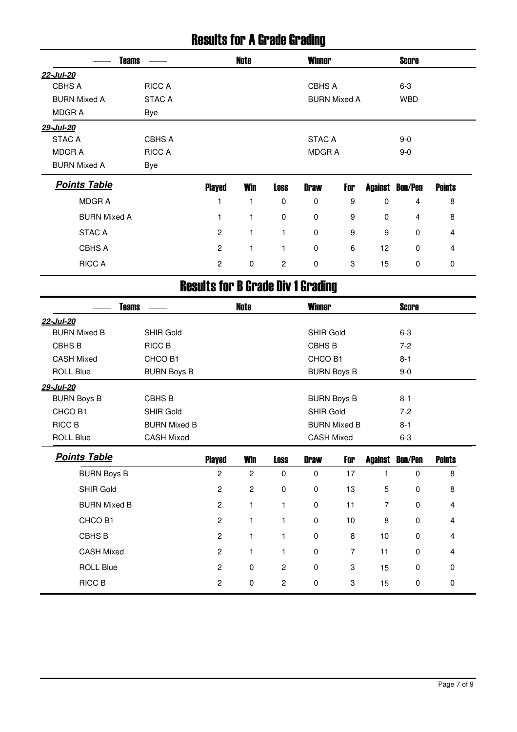# Results for A Grade Grading

| Teams | | Note | Winner | Score |
|---|---|---|---|---|
| ***22-Jul-20*** | | | | |
| CBHS A | RICC A | | CBHS A | 6-3 |
| BURN Mixed A | STAC A | | BURN Mixed A | WBD |
| MDGR A | Bye | | | |
| ***29-Jul-20*** | | | | |
| STAC A | CBHS A | | STAC A | 9-0 |
| MDGR A | RICC A | | MDGR A | 9-0 |
| BURN Mixed A | Bye | | | |

***Points Table***

| | Played | Win | Loss | Draw | For | Against | Bon/Pen | Points |
|---|---|---|---|---|---|---|---|---|
| MDGR A | 1 | 1 | 0 | 0 | 9 | 0 | 4 | 8 |
| BURN Mixed A | 1 | 1 | 0 | 0 | 9 | 0 | 4 | 8 |
| STAC A | 2 | 1 | 1 | 0 | 9 | 9 | 0 | 4 |
| CBHS A | 2 | 1 | 1 | 0 | 6 | 12 | 0 | 4 |
| RICC A | 2 | 0 | 2 | 0 | 3 | 15 | 0 | 0 |

# Results for B Grade Div 1 Grading

| Teams | | Note | Winner | Score |
|---|---|---|---|---|
| ***22-Jul-20*** | | | | |
| BURN Mixed B | SHIR Gold | | SHIR Gold | 6-3 |
| CBHS B | RICC B | | CBHS B | 7-2 |
| CASH Mixed | CHCO B1 | | CHCO B1 | 8-1 |
| ROLL Blue | BURN Boys B | | BURN Boys B | 9-0 |
| ***29-Jul-20*** | | | | |
| BURN Boys B | CBHS B | | BURN Boys B | 8-1 |
| CHCO B1 | SHIR Gold | | SHIR Gold | 7-2 |
| RICC B | BURN Mixed B | | BURN Mixed B | 8-1 |
| ROLL Blue | CASH Mixed | | CASH Mixed | 6-3 |

***Points Table***

| | Played | Win | Loss | Draw | For | Against | Bon/Pen | Points |
|---|---|---|---|---|---|---|---|---|
| BURN Boys B | 2 | 2 | 0 | 0 | 17 | 1 | 0 | 8 |
| SHIR Gold | 2 | 2 | 0 | 0 | 13 | 5 | 0 | 8 |
| BURN Mixed B | 2 | 1 | 1 | 0 | 11 | 7 | 0 | 4 |
| CHCO B1 | 2 | 1 | 1 | 0 | 10 | 8 | 0 | 4 |
| CBHS B | 2 | 1 | 1 | 0 | 8 | 10 | 0 | 4 |
| CASH Mixed | 2 | 1 | 1 | 0 | 7 | 11 | 0 | 4 |
| ROLL Blue | 2 | 0 | 2 | 0 | 3 | 15 | 0 | 0 |
| RICC B | 2 | 0 | 2 | 0 | 3 | 15 | 0 | 0 |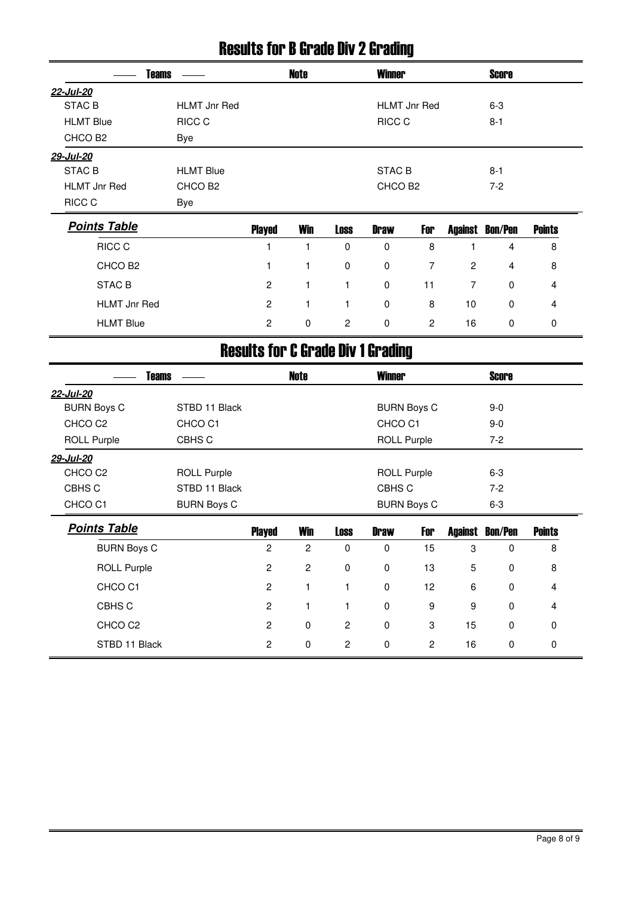# Results for B Grade Div 2 Grading

| Teams | | Note | Winner | Score |
|---|---|---|---|---|
| ***22-Jul-20*** | | | | |
| STAC B | HLMT Jnr Red | | HLMT Jnr Red | 6-3 |
| HLMT Blue | RICC C | | RICC C | 8-1 |
| CHCO B2 | Bye | | | |
| ***29-Jul-20*** | | | | |
| STAC B | HLMT Blue | | STAC B | 8-1 |
| HLMT Jnr Red | CHCO B2 | | CHCO B2 | 7-2 |
| RICC C | Bye | | | |

| ***Points Table*** | Played | Win | Loss | Draw | For | Against | Bon/Pen | Points |
|---|---|---|---|---|---|---|---|---|
| RICC C | 1 | 1 | 0 | 0 | 8 | 1 | 4 | 8 |
| CHCO B2 | 1 | 1 | 0 | 0 | 7 | 2 | 4 | 8 |
| STAC B | 2 | 1 | 1 | 0 | 11 | 7 | 0 | 4 |
| HLMT Jnr Red | 2 | 1 | 1 | 0 | 8 | 10 | 0 | 4 |
| HLMT Blue | 2 | 0 | 2 | 0 | 2 | 16 | 0 | 0 |

# Results for C Grade Div 1 Grading

| Teams | | Note | Winner | Score |
|---|---|---|---|---|
| ***22-Jul-20*** | | | | |
| BURN Boys C | STBD 11 Black | | BURN Boys C | 9-0 |
| CHCO C2 | CHCO C1 | | CHCO C1 | 9-0 |
| ROLL Purple | CBHS C | | ROLL Purple | 7-2 |
| ***29-Jul-20*** | | | | |
| CHCO C2 | ROLL Purple | | ROLL Purple | 6-3 |
| CBHS C | STBD 11 Black | | CBHS C | 7-2 |
| CHCO C1 | BURN Boys C | | BURN Boys C | 6-3 |

| ***Points Table*** | Played | Win | Loss | Draw | For | Against | Bon/Pen | Points |
|---|---|---|---|---|---|---|---|---|
| BURN Boys C | 2 | 2 | 0 | 0 | 15 | 3 | 0 | 8 |
| ROLL Purple | 2 | 2 | 0 | 0 | 13 | 5 | 0 | 8 |
| CHCO C1 | 2 | 1 | 1 | 0 | 12 | 6 | 0 | 4 |
| CBHS C | 2 | 1 | 1 | 0 | 9 | 9 | 0 | 4 |
| CHCO C2 | 2 | 0 | 2 | 0 | 3 | 15 | 0 | 0 |
| STBD 11 Black | 2 | 0 | 2 | 0 | 2 | 16 | 0 | 0 |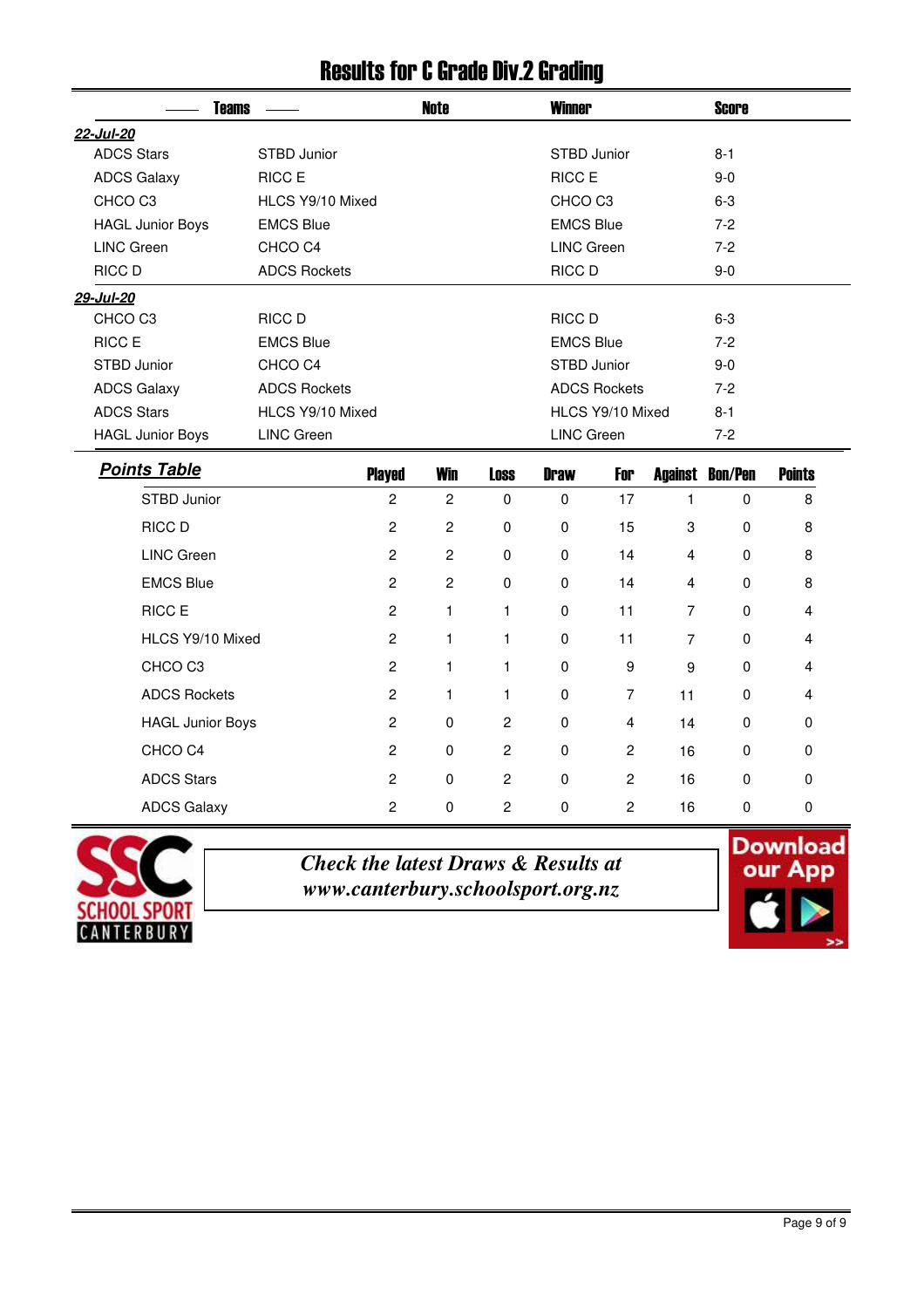# Results for C Grade Div.2 Grading

| Teams | | Note | Winner | Score |
|---|---|---|---|---|
| ***22-Jul-20*** | | | | |
| ADCS Stars | STBD Junior | | STBD Junior | 8-1 |
| ADCS Galaxy | RICC E | | RICC E | 9-0 |
| CHCO C3 | HLCS Y9/10 Mixed | | CHCO C3 | 6-3 |
| HAGL Junior Boys | EMCS Blue | | EMCS Blue | 7-2 |
| LINC Green | CHCO C4 | | LINC Green | 7-2 |
| RICC D | ADCS Rockets | | RICC D | 9-0 |
| ***29-Jul-20*** | | | | |
| CHCO C3 | RICC D | | RICC D | 6-3 |
| RICC E | EMCS Blue | | EMCS Blue | 7-2 |
| STBD Junior | CHCO C4 | | STBD Junior | 9-0 |
| ADCS Galaxy | ADCS Rockets | | ADCS Rockets | 7-2 |
| ADCS Stars | HLCS Y9/10 Mixed | | HLCS Y9/10 Mixed | 8-1 |
| HAGL Junior Boys | LINC Green | | LINC Green | 7-2 |

## Points Table

| | Played | Win | Loss | Draw | For | Against | Bon/Pen | Points |
|---|---|---|---|---|---|---|---|---|
| STBD Junior | 2 | 2 | 0 | 0 | 17 | 1 | 0 | 8 |
| RICC D | 2 | 2 | 0 | 0 | 15 | 3 | 0 | 8 |
| LINC Green | 2 | 2 | 0 | 0 | 14 | 4 | 0 | 8 |
| EMCS Blue | 2 | 2 | 0 | 0 | 14 | 4 | 0 | 8 |
| RICC E | 2 | 1 | 1 | 0 | 11 | 7 | 0 | 4 |
| HLCS Y9/10 Mixed | 2 | 1 | 1 | 0 | 11 | 7 | 0 | 4 |
| CHCO C3 | 2 | 1 | 1 | 0 | 9 | 9 | 0 | 4 |
| ADCS Rockets | 2 | 1 | 1 | 0 | 7 | 11 | 0 | 4 |
| HAGL Junior Boys | 2 | 0 | 2 | 0 | 4 | 14 | 0 | 0 |
| CHCO C4 | 2 | 0 | 2 | 0 | 2 | 16 | 0 | 0 |
| ADCS Stars | 2 | 0 | 2 | 0 | 2 | 16 | 0 | 0 |
| ADCS Galaxy | 2 | 0 | 2 | 0 | 2 | 16 | 0 | 0 |

SSC SCHOOL SPORT CANTERBURY

*Check the latest Draws & Results at*
*www.canterbury.schoolsport.org.nz*

Download our App